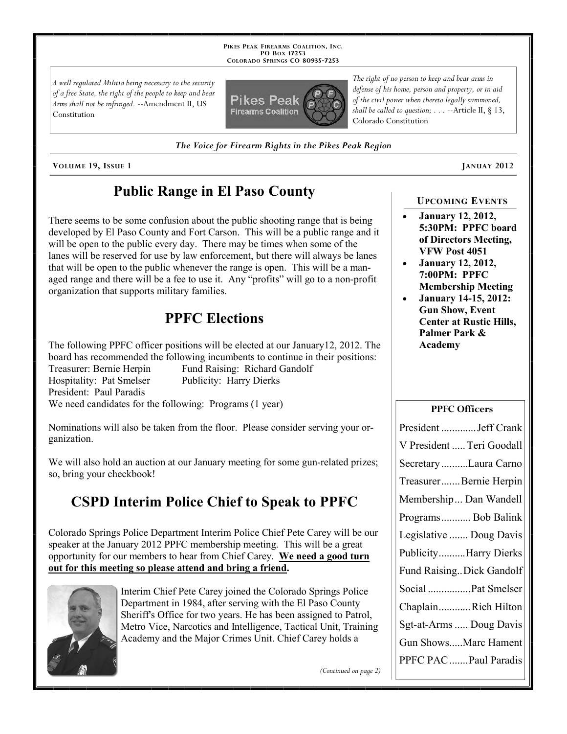PIKES PEAK FIREARMS COALITION, INC.
PO BOX 17253
COLORADO SPRINGS CO 80935-7253

*A well regulated Militia being necessary to the security of a free State, the right of the people to keep and bear Arms shall not be infringed.* --Amendment II, US Constitution

*The right of no person to keep and bear arms in defense of his home, person and property, or in aid of the civil power when thereto legally summoned, shall be called to question; . . .* --Article II, § 13, Colorado Constitution

*The Voice for Firearm Rights in the Pikes Peak Region*

**VOLUME 19, ISSUE 1** **JANUAY 2012**

# Public Range in El Paso County

There seems to be some confusion about the public shooting range that is being developed by El Paso County and Fort Carson. This will be a public range and it will be open to the public every day. There may be times when some of the lanes will be reserved for use by law enforcement, but there will always be lanes that will be open to the public whenever the range is open. This will be a managed range and there will be a fee to use it. Any "profits" will go to a non-profit organization that supports military families.

# PPFC Elections

The following PPFC officer positions will be elected at our January12, 2012. The board has recommended the following incumbents to continue in their positions:

Treasurer: Bernie Herpin  
Fund Raising: Richard Gandolf  
Hospitality: Pat Smelser  
Publicity: Harry Dierks  
President: Paul Paradis

We need candidates for the following: Programs (1 year)

Nominations will also be taken from the floor. Please consider serving your organization.

We will also hold an auction at our January meeting for some gun-related prizes; so, bring your checkbook!

# CSPD Interim Police Chief to Speak to PPFC

Colorado Springs Police Department Interim Police Chief Pete Carey will be our speaker at the January 2012 PPFC membership meeting. This will be a great opportunity for our members to hear from Chief Carey. **We need a good turn out for this meeting so please attend and bring a friend.**

Interim Chief Pete Carey joined the Colorado Springs Police Department in 1984, after serving with the El Paso County Sheriff's Office for two years. He has been assigned to Patrol, Metro Vice, Narcotics and Intelligence, Tactical Unit, Training Academy and the Major Crimes Unit. Chief Carey holds a

*(Continued on page 2)*

## UPCOMING EVENTS

- **January 12, 2012, 5:30PM: PPFC board of Directors Meeting, VFW Post 4051**
- **January 12, 2012, 7:00PM: PPFC Membership Meeting**
- **January 14-15, 2012: Gun Show, Event Center at Rustic Hills, Palmer Park & Academy**

## PPFC Officers

| Position | Name |
|---|---|
| President | Jeff Crank |
| V President | Teri Goodall |
| Secretary | Laura Carno |
| Treasurer | Bernie Herpin |
| Membership | Dan Wandell |
| Programs | Bob Balink |
| Legislative | Doug Davis |
| Publicity | Harry Dierks |
| Fund Raising | Dick Gandolf |
| Social | Pat Smelser |
| Chaplain | Rich Hilton |
| Sgt-at-Arms | Doug Davis |
| Gun Shows | Marc Hament |
| PPFC PAC | Paul Paradis |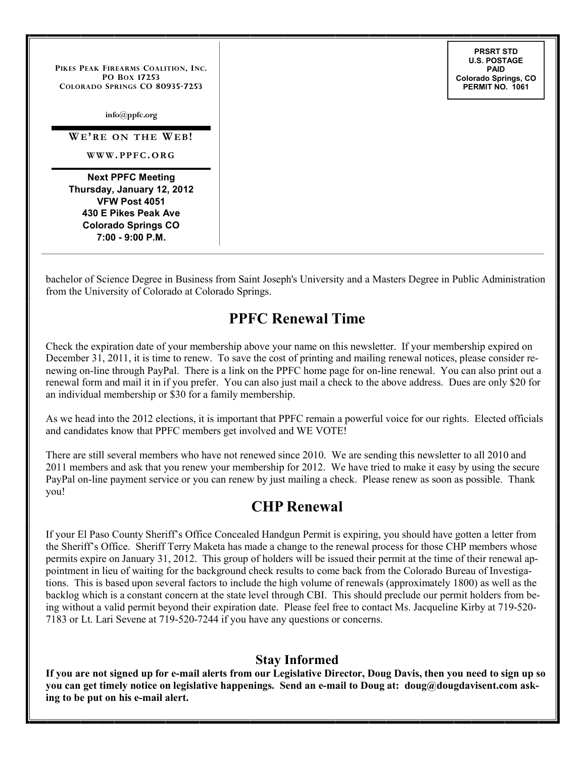PIKES PEAK FIREARMS COALITION, INC.
PO BOX 17253
COLORADO SPRINGS CO 80935-7253

info@ppfc.org

**WE'RE ON THE WEB!**

**WWW.PPFC.ORG**

**Next PPFC Meeting**
**Thursday, January 12, 2012**
**VFW Post 4051**
**430 E Pikes Peak Ave**
**Colorado Springs CO**
**7:00 - 9:00 P.M.**

**PRSRT STD**
**U.S. POSTAGE**
**PAID**
**Colorado Springs, CO**
**PERMIT NO. 1061**

bachelor of Science Degree in Business from Saint Joseph's University and a Masters Degree in Public Administration from the University of Colorado at Colorado Springs.

## PPFC Renewal Time

Check the expiration date of your membership above your name on this newsletter. If your membership expired on December 31, 2011, it is time to renew. To save the cost of printing and mailing renewal notices, please consider renewing on-line through PayPal. There is a link on the PPFC home page for on-line renewal. You can also print out a renewal form and mail it in if you prefer. You can also just mail a check to the above address. Dues are only $20 for an individual membership or $30 for a family membership.

As we head into the 2012 elections, it is important that PPFC remain a powerful voice for our rights. Elected officials and candidates know that PPFC members get involved and WE VOTE!

There are still several members who have not renewed since 2010. We are sending this newsletter to all 2010 and 2011 members and ask that you renew your membership for 2012. We have tried to make it easy by using the secure PayPal on-line payment service or you can renew by just mailing a check. Please renew as soon as possible. Thank you!

## CHP Renewal

If your El Paso County Sheriff's Office Concealed Handgun Permit is expiring, you should have gotten a letter from the Sheriff's Office. Sheriff Terry Maketa has made a change to the renewal process for those CHP members whose permits expire on January 31, 2012. This group of holders will be issued their permit at the time of their renewal appointment in lieu of waiting for the background check results to come back from the Colorado Bureau of Investigations. This is based upon several factors to include the high volume of renewals (approximately 1800) as well as the backlog which is a constant concern at the state level through CBI. This should preclude our permit holders from being without a valid permit beyond their expiration date. Please feel free to contact Ms. Jacqueline Kirby at 719-520-7183 or Lt. Lari Sevene at 719-520-7244 if you have any questions or concerns.

### Stay Informed

**If you are not signed up for e-mail alerts from our Legislative Director, Doug Davis, then you need to sign up so you can get timely notice on legislative happenings. Send an e-mail to Doug at: doug@dougdavisent.com asking to be put on his e-mail alert.**